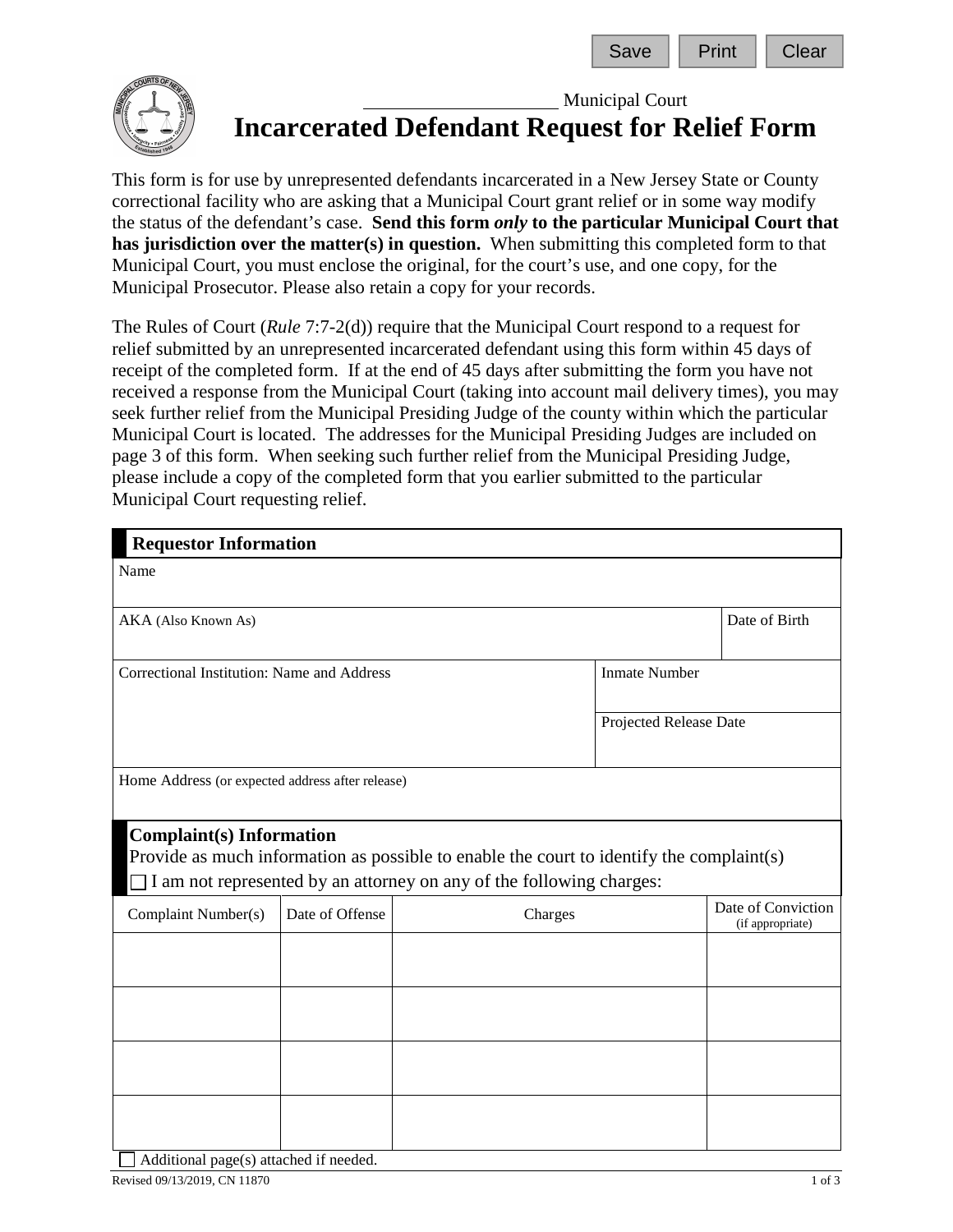\_\_\_\_\_\_\_\_\_\_\_\_\_\_\_\_\_\_\_\_ Municipal Court

# Incarcerated Defendant Request for Relief Form

This form is for use by unrepresented defendants incarcerated in a New Jersey State or County correctional facility who are asking that a Municipal Court grant relief or in some way modify the status of the defendant's case. **Send this form *only* to the particular Municipal Court that has jurisdiction over the matter(s) in question.** When submitting this completed form to that Municipal Court, you must enclose the original, for the court's use, and one copy, for the Municipal Prosecutor. Please also retain a copy for your records.

The Rules of Court (*Rule* 7:7-2(d)) require that the Municipal Court respond to a request for relief submitted by an unrepresented incarcerated defendant using this form within 45 days of receipt of the completed form. If at the end of 45 days after submitting the form you have not received a response from the Municipal Court (taking into account mail delivery times), you may seek further relief from the Municipal Presiding Judge of the county within which the particular Municipal Court is located. The addresses for the Municipal Presiding Judges are included on page 3 of this form. When seeking such further relief from the Municipal Presiding Judge, please include a copy of the completed form that you earlier submitted to the particular Municipal Court requesting relief.

## Requestor Information

| Name | |
|---|---|
| AKA (Also Known As) | Date of Birth |
| Correctional Institution: Name and Address | Inmate Number |
| | Projected Release Date |
| Home Address (or expected address after release) | |

## Complaint(s) Information

Provide as much information as possible to enable the court to identify the complaint(s)

☐ I am not represented by an attorney on any of the following charges:

| Complaint Number(s) | Date of Offense | Charges | Date of Conviction (if appropriate) |
|---|---|---|---|
| | | | |
| | | | |
| | | | |
| | | | |

☐ Additional page(s) attached if needed.

Revised 09/13/2019, CN 11870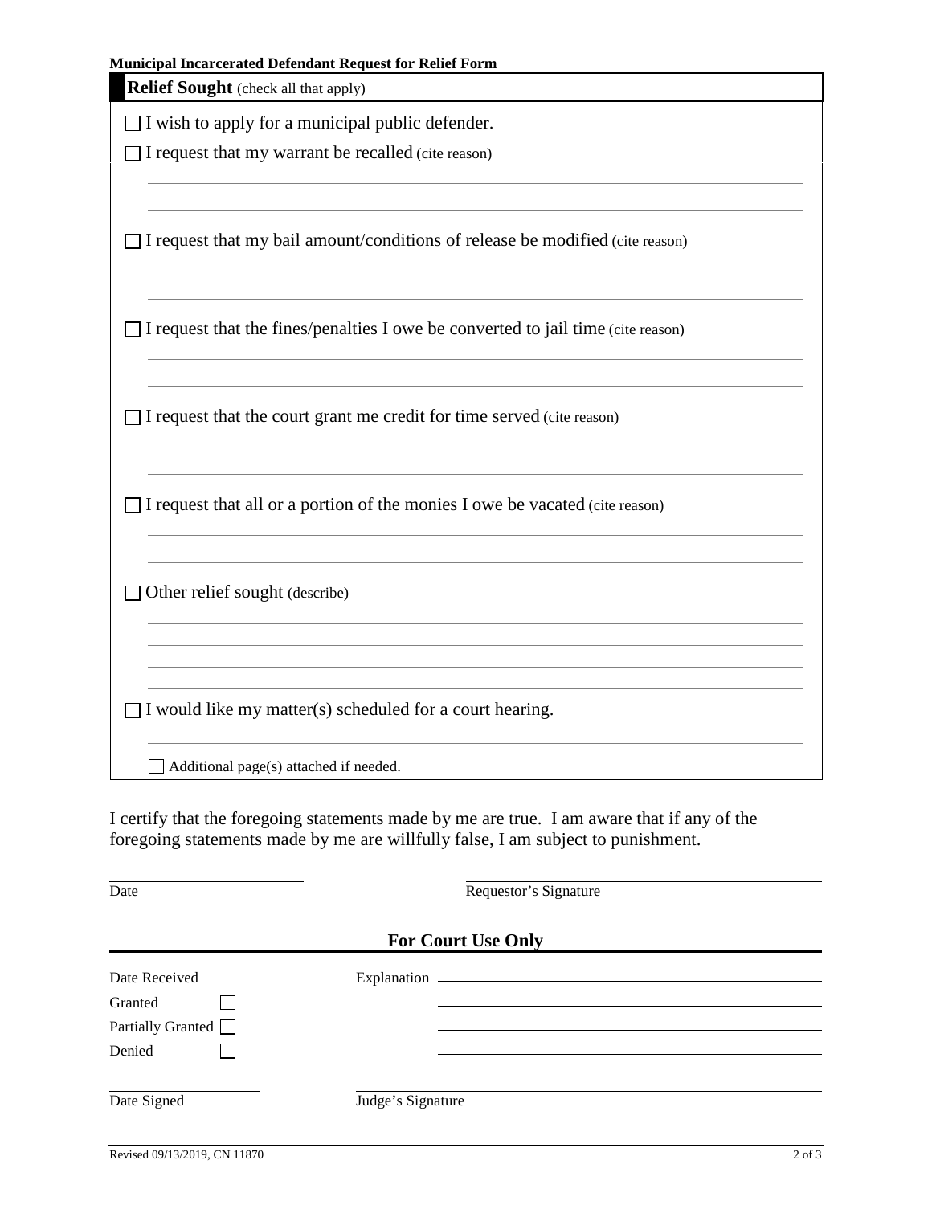**Municipal Incarcerated Defendant Request for Relief Form**

**Relief Sought** (check all that apply)

☐ I wish to apply for a municipal public defender.

☐ I request that my warrant be recalled (cite reason)

☐ I request that my bail amount/conditions of release be modified (cite reason)

☐ I request that the fines/penalties I owe be converted to jail time (cite reason)

☐ I request that the court grant me credit for time served (cite reason)

☐ I request that all or a portion of the monies I owe be vacated (cite reason)

☐ Other relief sought (describe)

☐ I would like my matter(s) scheduled for a court hearing.

☐ Additional page(s) attached if needed.

I certify that the foregoing statements made by me are true. I am aware that if any of the foregoing statements made by me are willfully false, I am subject to punishment.

Date ____________________ Requestor's Signature ____________________

**For Court Use Only**

Date Received ____________ Explanation ____________________

Granted ☐

Partially Granted ☐

Denied ☐

Date Signed ____________________ Judge's Signature ____________________

Revised 09/13/2019, CN 11870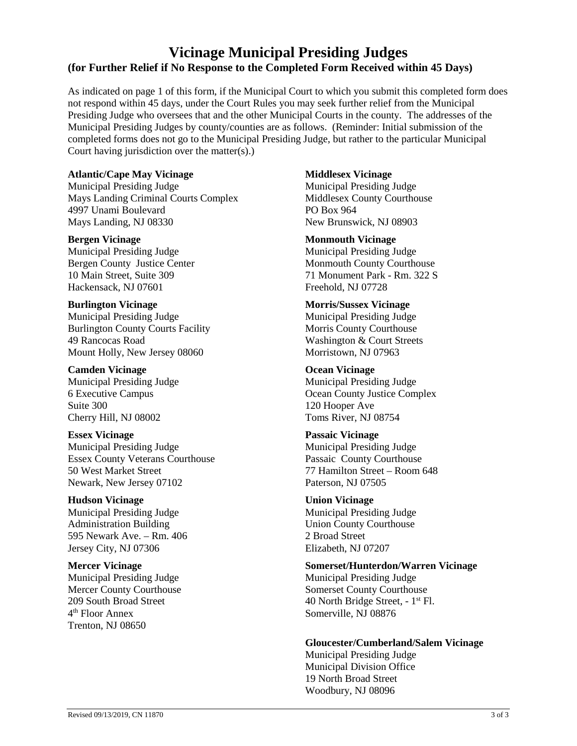# Vicinage Municipal Presiding Judges
## (for Further Relief if No Response to the Completed Form Received within 45 Days)

As indicated on page 1 of this form, if the Municipal Court to which you submit this completed form does not respond within 45 days, under the Court Rules you may seek further relief from the Municipal Presiding Judge who oversees that and the other Municipal Courts in the county. The addresses of the Municipal Presiding Judges by county/counties are as follows. (Reminder: Initial submission of the completed forms does not go to the Municipal Presiding Judge, but rather to the particular Municipal Court having jurisdiction over the matter(s).)

**Atlantic/Cape May Vicinage**
Municipal Presiding Judge
Mays Landing Criminal Courts Complex
4997 Unami Boulevard
Mays Landing, NJ 08330

**Bergen Vicinage**
Municipal Presiding Judge
Bergen County Justice Center
10 Main Street, Suite 309
Hackensack, NJ 07601

**Burlington Vicinage**
Municipal Presiding Judge
Burlington County Courts Facility
49 Rancocas Road
Mount Holly, New Jersey 08060

**Camden Vicinage**
Municipal Presiding Judge
6 Executive Campus
Suite 300
Cherry Hill, NJ 08002

**Essex Vicinage**
Municipal Presiding Judge
Essex County Veterans Courthouse
50 West Market Street
Newark, New Jersey 07102

**Hudson Vicinage**
Municipal Presiding Judge
Administration Building
595 Newark Ave. – Rm. 406
Jersey City, NJ 07306

**Mercer Vicinage**
Municipal Presiding Judge
Mercer County Courthouse
209 South Broad Street
4th Floor Annex
Trenton, NJ 08650

**Middlesex Vicinage**
Municipal Presiding Judge
Middlesex County Courthouse
PO Box 964
New Brunswick, NJ 08903

**Monmouth Vicinage**
Municipal Presiding Judge
Monmouth County Courthouse
71 Monument Park - Rm. 322 S
Freehold, NJ 07728

**Morris/Sussex Vicinage**
Municipal Presiding Judge
Morris County Courthouse
Washington & Court Streets
Morristown, NJ 07963

**Ocean Vicinage**
Municipal Presiding Judge
Ocean County Justice Complex
120 Hooper Ave
Toms River, NJ 08754

**Passaic Vicinage**
Municipal Presiding Judge
Passaic County Courthouse
77 Hamilton Street – Room 648
Paterson, NJ 07505

**Union Vicinage**
Municipal Presiding Judge
Union County Courthouse
2 Broad Street
Elizabeth, NJ 07207

**Somerset/Hunterdon/Warren Vicinage**
Municipal Presiding Judge
Somerset County Courthouse
40 North Bridge Street, - 1st Fl.
Somerville, NJ 08876

**Gloucester/Cumberland/Salem Vicinage**
Municipal Presiding Judge
Municipal Division Office
19 North Broad Street
Woodbury, NJ 08096

Revised 09/13/2019, CN 11870